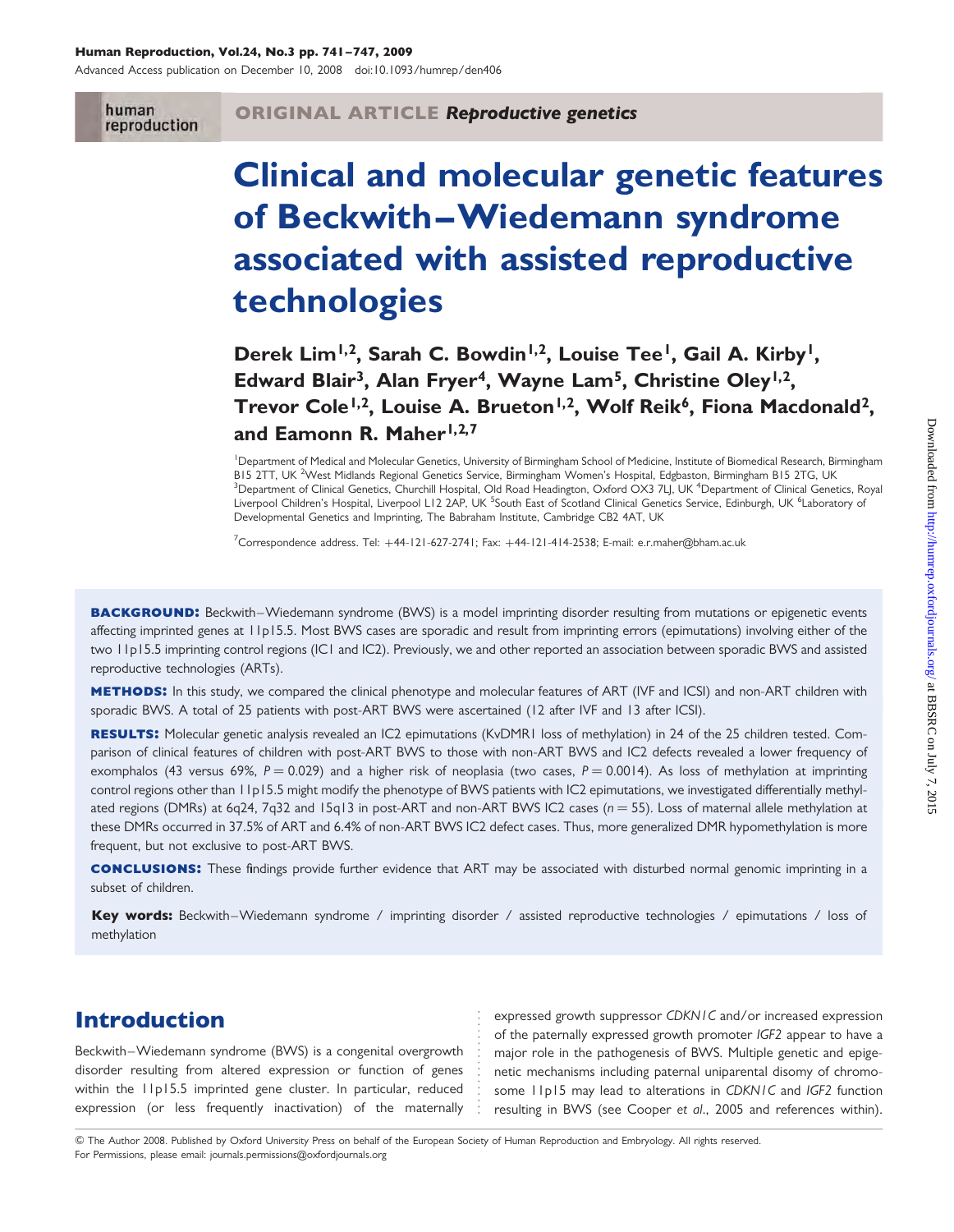ORIGINAL ARTICLE *Reproductive genetics*

# Clinical and molecular genetic features of Beckwith–Wiedemann syndrome associated with assisted reproductive technologies

**Derek Lim[1,2], Sarah C. Bowdin[1,2], Louise Tee[1], Gail A. Kirby[1], Edward Blair[3], Alan Fryer[4], Wayne Lam[5], Christine Oley[1,2], Trevor Cole[1,2], Louise A. Brueton[1,2], Wolf Reik[6], Fiona Macdonald[2], and Eamonn R. Maher[1,2,7]**

[1]Department of Medical and Molecular Genetics, University of Birmingham School of Medicine, Institute of Biomedical Research, Birmingham B15 2TT, UK [2]West Midlands Regional Genetics Service, Birmingham Women's Hospital, Edgbaston, Birmingham B15 2TG, UK [3]Department of Clinical Genetics, Churchill Hospital, Old Road Headington, Oxford OX3 7LJ, UK [4]Department of Clinical Genetics, Royal Liverpool Children's Hospital, Liverpool L12 2AP, UK [5]South East of Scotland Clinical Genetics Service, Edinburgh, UK [6]Laboratory of Developmental Genetics and Imprinting, The Babraham Institute, Cambridge CB2 4AT, UK

[7]Correspondence address. Tel: +44-121-627-2741; Fax: +44-121-414-2538; E-mail: e.r.maher@bham.ac.uk

**BACKGROUND:** Beckwith–Wiedemann syndrome (BWS) is a model imprinting disorder resulting from mutations or epigenetic events affecting imprinted genes at 11p15.5. Most BWS cases are sporadic and result from imprinting errors (epimutations) involving either of the two 11p15.5 imprinting control regions (IC1 and IC2). Previously, we and other reported an association between sporadic BWS and assisted reproductive technologies (ARTs).

**METHODS:** In this study, we compared the clinical phenotype and molecular features of ART (IVF and ICSI) and non-ART children with sporadic BWS. A total of 25 patients with post-ART BWS were ascertained (12 after IVF and 13 after ICSI).

**RESULTS:** Molecular genetic analysis revealed an IC2 epimutations (KvDMR1 loss of methylation) in 24 of the 25 children tested. Comparison of clinical features of children with post-ART BWS to those with non-ART BWS and IC2 defects revealed a lower frequency of exomphalos (43 versus 69%, $P = 0.029$) and a higher risk of neoplasia (two cases, $P = 0.0014$). As loss of methylation at imprinting control regions other than 11p15.5 might modify the phenotype of BWS patients with IC2 epimutations, we investigated differentially methylated regions (DMRs) at 6q24, 7q32 and 15q13 in post-ART and non-ART BWS IC2 cases ($n = 55$). Loss of maternal allele methylation at these DMRs occurred in 37.5% of ART and 6.4% of non-ART BWS IC2 defect cases. Thus, more generalized DMR hypomethylation is more frequent, but not exclusive to post-ART BWS.

**CONCLUSIONS:** These findings provide further evidence that ART may be associated with disturbed normal genomic imprinting in a subset of children.

**Key words:** Beckwith–Wiedemann syndrome / imprinting disorder / assisted reproductive technologies / epimutations / loss of methylation

## Introduction

Beckwith–Wiedemann syndrome (BWS) is a congenital overgrowth disorder resulting from altered expression or function of genes within the 11p15.5 imprinted gene cluster. In particular, reduced expression (or less frequently inactivation) of the maternally expressed growth suppressor *CDKN1C* and/or increased expression of the paternally expressed growth promoter *IGF2* appear to have a major role in the pathogenesis of BWS. Multiple genetic and epigenetic mechanisms including paternal uniparental disomy of chromosome 11p15 may lead to alterations in *CDKN1C* and *IGF2* function resulting in BWS (see Cooper *et al*., 2005 and references within).

© The Author 2008. Published by Oxford University Press on behalf of the European Society of Human Reproduction and Embryology. All rights reserved. For Permissions, please email: journals.permissions@oxfordjournals.org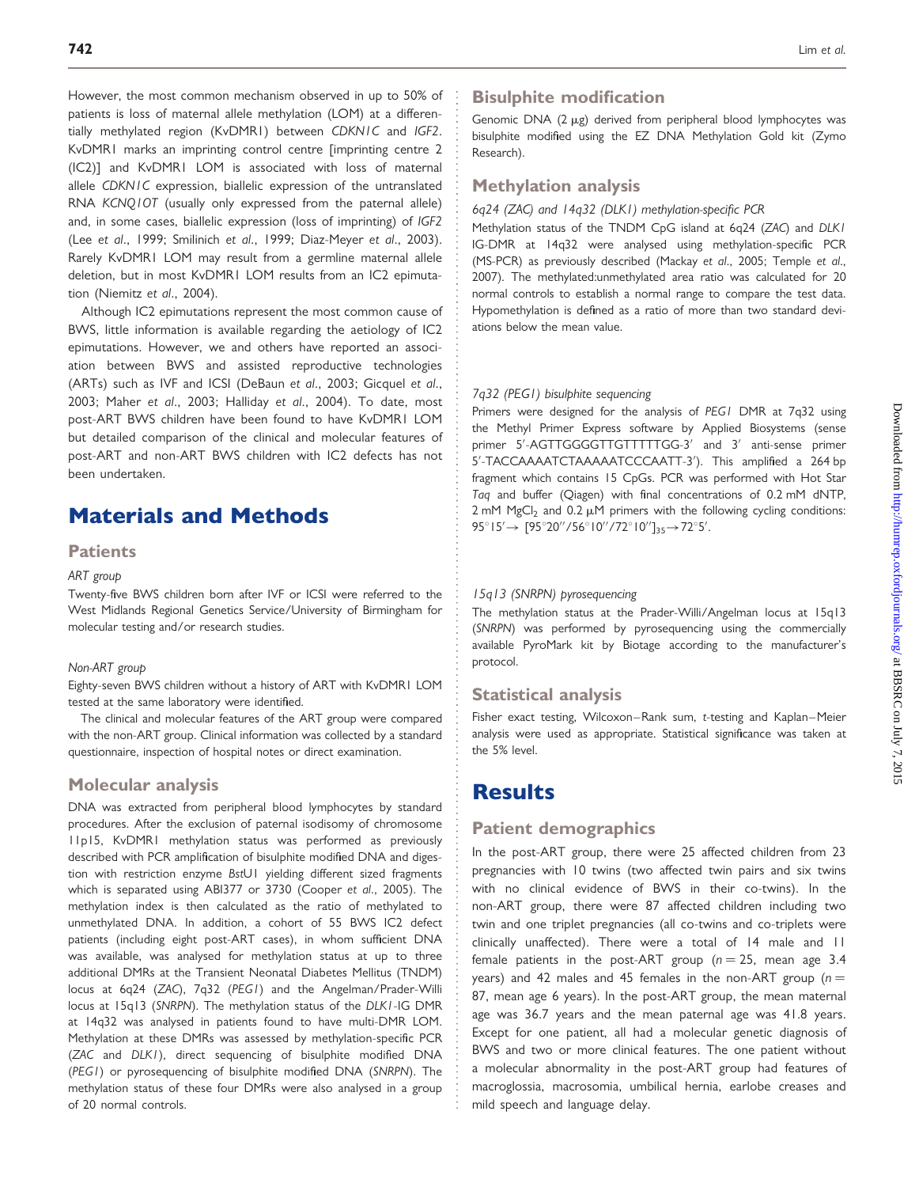However, the most common mechanism observed in up to 50% of patients is loss of maternal allele methylation (LOM) at a differentially methylated region (KvDMR1) between *CDKN1C* and *IGF2*. KvDMR1 marks an imprinting control centre [imprinting centre 2 (IC2)] and KvDMR1 LOM is associated with loss of maternal allele *CDKN1C* expression, biallelic expression of the untranslated RNA *KCNQ1OT* (usually only expressed from the paternal allele) and, in some cases, biallelic expression (loss of imprinting) of *IGF2* (Lee *et al*., 1999; Smilinich *et al*., 1999; Diaz-Meyer *et al*., 2003). Rarely KvDMR1 LOM may result from a germline maternal allele deletion, but in most KvDMR1 LOM results from an IC2 epimutation (Niemitz *et al*., 2004).

Although IC2 epimutations represent the most common cause of BWS, little information is available regarding the aetiology of IC2 epimutations. However, we and others have reported an association between BWS and assisted reproductive technologies (ARTs) such as IVF and ICSI (DeBaun *et al*., 2003; Gicquel *et al*., 2003; Maher *et al*., 2003; Halliday *et al*., 2004). To date, most post-ART BWS children have been found to have KvDMR1 LOM but detailed comparison of the clinical and molecular features of post-ART and non-ART BWS children with IC2 defects has not been undertaken.

# Materials and Methods

## Patients

### ART group

Twenty-five BWS children born after IVF or ICSI were referred to the West Midlands Regional Genetics Service/University of Birmingham for molecular testing and/or research studies.

### Non-ART group

Eighty-seven BWS children without a history of ART with KvDMR1 LOM tested at the same laboratory were identified.

The clinical and molecular features of the ART group were compared with the non-ART group. Clinical information was collected by a standard questionnaire, inspection of hospital notes or direct examination.

## Molecular analysis

DNA was extracted from peripheral blood lymphocytes by standard procedures. After the exclusion of paternal isodisomy of chromosome 11p15, KvDMR1 methylation status was performed as previously described with PCR amplification of bisulphite modified DNA and digestion with restriction enzyme *Bst*U1 yielding different sized fragments which is separated using ABI377 or 3730 (Cooper *et al*., 2005). The methylation index is then calculated as the ratio of methylated to unmethylated DNA. In addition, a cohort of 55 BWS IC2 defect patients (including eight post-ART cases), in whom sufficient DNA was available, was analysed for methylation status at up to three additional DMRs at the Transient Neonatal Diabetes Mellitus (TNDM) locus at 6q24 (*ZAC*), 7q32 (*PEG1*) and the Angelman/Prader-Willi locus at 15q13 (*SNRPN*). The methylation status of the *DLK1*-IG DMR at 14q32 was analysed in patients found to have multi-DMR LOM. Methylation at these DMRs was assessed by methylation-specific PCR (*ZAC* and *DLK1*), direct sequencing of bisulphite modified DNA (*PEG1*) or pyrosequencing of bisulphite modified DNA (*SNRPN*). The methylation status of these four DMRs were also analysed in a group of 20 normal controls.

## Bisulphite modification

Genomic DNA (2 μg) derived from peripheral blood lymphocytes was bisulphite modified using the EZ DNA Methylation Gold kit (Zymo Research).

## Methylation analysis

### 6q24 (ZAC) and 14q32 (DLK1) methylation-specific PCR

Methylation status of the TNDM CpG island at 6q24 (*ZAC*) and *DLK1* IG-DMR at 14q32 were analysed using methylation-specific PCR (MS-PCR) as previously described (Mackay *et al*., 2005; Temple *et al*., 2007). The methylated:unmethylated area ratio was calculated for 20 normal controls to establish a normal range to compare the test data. Hypomethylation is defined as a ratio of more than two standard deviations below the mean value.

### 7q32 (PEG1) bisulphite sequencing

Primers were designed for the analysis of *PEG1* DMR at 7q32 using the Methyl Primer Express software by Applied Biosystems (sense primer 5′-AGTTGGGGTTGTTTTTGG-3′ and 3′ anti-sense primer 5′-TACCAAAATCTAAAAATCCCAATT-3′). This amplified a 264 bp fragment which contains 15 CpGs. PCR was performed with Hot Star *Taq* and buffer (Qiagen) with final concentrations of 0.2 mM dNTP, 2 mM $MgCl_2$ and 0.2 μM primers with the following cycling conditions: $95°15' \rightarrow [95°20''/56°10''/72°10'']_{35} \rightarrow 72°5'$.

### 15q13 (SNRPN) pyrosequencing

The methylation status at the Prader-Willi/Angelman locus at 15q13 (*SNRPN*) was performed by pyrosequencing using the commercially available PyroMark kit by Biotage according to the manufacturer's protocol.

## Statistical analysis

Fisher exact testing, Wilcoxon–Rank sum, *t*-testing and Kaplan–Meier analysis were used as appropriate. Statistical significance was taken at the 5% level.

# Results

## Patient demographics

In the post-ART group, there were 25 affected children from 23 pregnancies with 10 twins (two affected twin pairs and six twins with no clinical evidence of BWS in their co-twins). In the non-ART group, there were 87 affected children including two twin and one triplet pregnancies (all co-twins and co-triplets were clinically unaffected). There were a total of 14 male and 11 female patients in the post-ART group ($n = 25$, mean age 3.4 years) and 42 males and 45 females in the non-ART group ($n = 87$, mean age 6 years). In the post-ART group, the mean maternal age was 36.7 years and the mean paternal age was 41.8 years. Except for one patient, all had a molecular genetic diagnosis of BWS and two or more clinical features. The one patient without a molecular abnormality in the post-ART group had features of macroglossia, macrosomia, umbilical hernia, earlobe creases and mild speech and language delay.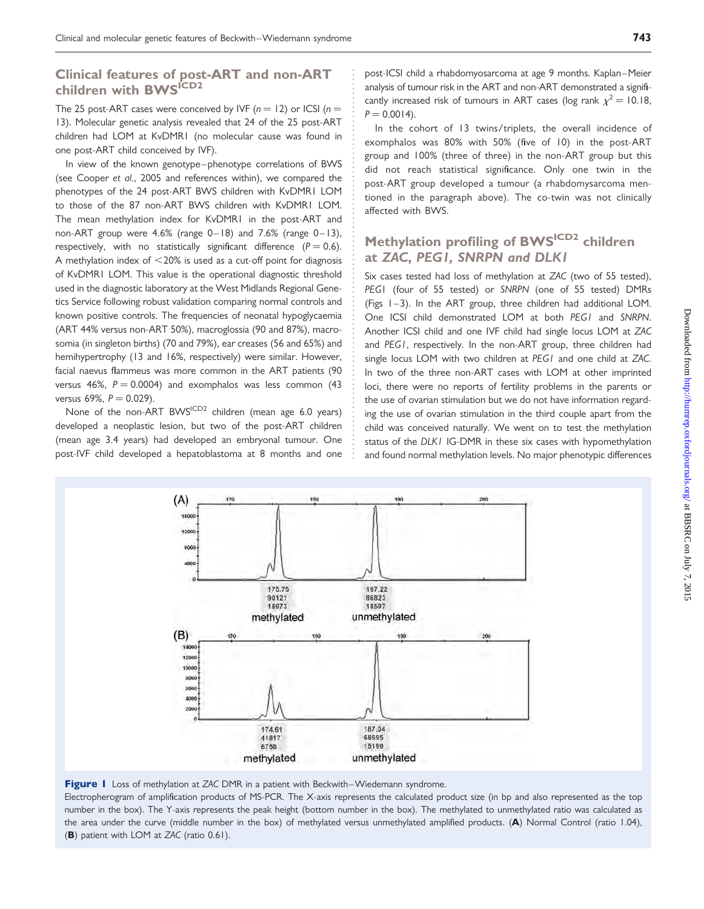## Clinical features of post-ART and non-ART children with BWS$^{ICD2}$

The 25 post-ART cases were conceived by IVF ($n = 12$) or ICSI ($n = 13$). Molecular genetic analysis revealed that 24 of the 25 post-ART children had LOM at KvDMR1 (no molecular cause was found in one post-ART child conceived by IVF).

In view of the known genotype–phenotype correlations of BWS (see Cooper *et al.*, 2005 and references within), we compared the phenotypes of the 24 post-ART BWS children with KvDMR1 LOM to those of the 87 non-ART BWS children with KvDMR1 LOM. The mean methylation index for KvDMR1 in the post-ART and non-ART group were 4.6% (range 0–18) and 7.6% (range 0–13), respectively, with no statistically significant difference ($P = 0.6$). A methylation index of <20% is used as a cut-off point for diagnosis of KvDMR1 LOM. This value is the operational diagnostic threshold used in the diagnostic laboratory at the West Midlands Regional Genetics Service following robust validation comparing normal controls and known positive controls. The frequencies of neonatal hypoglycaemia (ART 44% versus non-ART 50%), macroglossia (90 and 87%), macrosomia (in singleton births) (70 and 79%), ear creases (56 and 65%) and hemihypertrophy (13 and 16%, respectively) were similar. However, facial naevus flammeus was more common in the ART patients (90 versus 46%, $P = 0.0004$) and exomphalos was less common (43 versus 69%, $P = 0.029$).

None of the non-ART BWS$^{ICD2}$ children (mean age 6.0 years) developed a neoplastic lesion, but two of the post-ART children (mean age 3.4 years) had developed an embryonal tumour. One post-IVF child developed a hepatoblastoma at 8 months and one post-ICSI child a rhabdomyosarcoma at age 9 months. Kaplan–Meier analysis of tumour risk in the ART and non-ART demonstrated a significantly increased risk of tumours in ART cases (log rank $\chi^2 = 10.18$, $P = 0.0014$).

In the cohort of 13 twins/triplets, the overall incidence of exomphalos was 80% with 50% (five of 10) in the post-ART group and 100% (three of three) in the non-ART group but this did not reach statistical significance. Only one twin in the post-ART group developed a tumour (a rhabdomysarcoma mentioned in the paragraph above). The co-twin was not clinically affected with BWS.

## Methylation profiling of BWS$^{ICD2}$ children at *ZAC, PEG1, SNRPN and DLK1*

Six cases tested had loss of methylation at *ZAC* (two of 55 tested), *PEG*1 (four of 55 tested) or *SNRPN* (one of 55 tested) DMRs (Figs 1–3). In the ART group, three children had additional LOM. One ICSI child demonstrated LOM at both *PEG1* and *SNRPN*. Another ICSI child and one IVF child had single locus LOM at *ZAC* and *PEG1*, respectively. In the non-ART group, three children had single locus LOM with two children at *PEG1* and one child at *ZAC*. In two of the three non-ART cases with LOM at other imprinted loci, there were no reports of fertility problems in the parents or the use of ovarian stimulation but we do not have information regarding the use of ovarian stimulation in the third couple apart from the child was conceived naturally. We went on to test the methylation status of the *DLK1* IG-DMR in these six cases with hypomethylation and found normal methylation levels. No major phenotypic differences

**Figure 1** Loss of methylation at *ZAC* DMR in a patient with Beckwith–Wiedemann syndrome.
Electropherogram of amplification products of MS-PCR. The X-axis represents the calculated product size (in bp and also represented as the top number in the box). The Y-axis represents the peak height (bottom number in the box). The methylated to unmethylated ratio was calculated as the area under the curve (middle number in the box) of methylated versus unmethylated amplified products. (**A**) Normal Control (ratio 1.04), (**B**) patient with LOM at *ZAC* (ratio 0.61).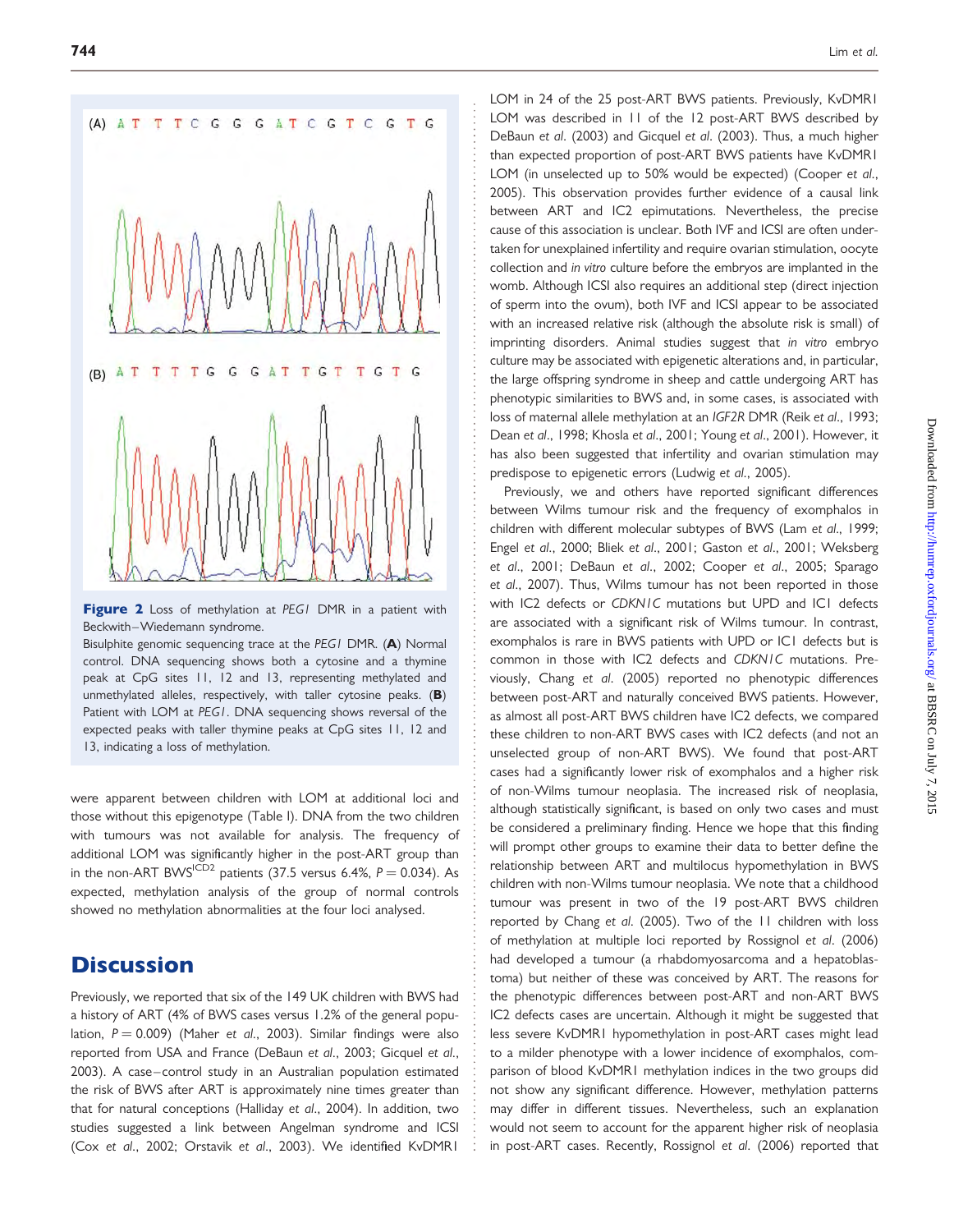**Figure 2** Loss of methylation at *PEG1* DMR in a patient with Beckwith–Wiedemann syndrome.

Bisulphite genomic sequencing trace at the *PEG1* DMR. (**A**) Normal control. DNA sequencing shows both a cytosine and a thymine peak at CpG sites 11, 12 and 13, representing methylated and unmethylated alleles, respectively, with taller cytosine peaks. (**B**) Patient with LOM at *PEG1*. DNA sequencing shows reversal of the expected peaks with taller thymine peaks at CpG sites 11, 12 and 13, indicating a loss of methylation.

were apparent between children with LOM at additional loci and those without this epigenotype (Table I). DNA from the two children with tumours was not available for analysis. The frequency of additional LOM was significantly higher in the post-ART group than in the non-ART BWS$^{ICD2}$ patients (37.5 versus 6.4%, $P = 0.034$). As expected, methylation analysis of the group of normal controls showed no methylation abnormalities at the four loci analysed.

# Discussion

Previously, we reported that six of the 149 UK children with BWS had a history of ART (4% of BWS cases versus 1.2% of the general population, $P = 0.009$) (Maher *et al*., 2003). Similar findings were also reported from USA and France (DeBaun *et al*., 2003; Gicquel *et al*., 2003). A case–control study in an Australian population estimated the risk of BWS after ART is approximately nine times greater than that for natural conceptions (Halliday *et al*., 2004). In addition, two studies suggested a link between Angelman syndrome and ICSI (Cox *et al*., 2002; Orstavik *et al*., 2003). We identified KvDMR1 LOM in 24 of the 25 post-ART BWS patients. Previously, KvDMR1 LOM was described in 11 of the 12 post-ART BWS described by DeBaun *et al*. (2003) and Gicquel *et al*. (2003). Thus, a much higher than expected proportion of post-ART BWS patients have KvDMR1 LOM (in unselected up to 50% would be expected) (Cooper *et al*., 2005). This observation provides further evidence of a causal link between ART and IC2 epimutations. Nevertheless, the precise cause of this association is unclear. Both IVF and ICSI are often undertaken for unexplained infertility and require ovarian stimulation, oocyte collection and *in vitro* culture before the embryos are implanted in the womb. Although ICSI also requires an additional step (direct injection of sperm into the ovum), both IVF and ICSI appear to be associated with an increased relative risk (although the absolute risk is small) of imprinting disorders. Animal studies suggest that *in vitro* embryo culture may be associated with epigenetic alterations and, in particular, the large offspring syndrome in sheep and cattle undergoing ART has phenotypic similarities to BWS and, in some cases, is associated with loss of maternal allele methylation at an *IGF2R* DMR (Reik *et al*., 1993; Dean *et al*., 1998; Khosla *et al*., 2001; Young *et al*., 2001). However, it has also been suggested that infertility and ovarian stimulation may predispose to epigenetic errors (Ludwig *et al*., 2005).

Previously, we and others have reported significant differences between Wilms tumour risk and the frequency of exomphalos in children with different molecular subtypes of BWS (Lam *et al*., 1999; Engel *et al*., 2000; Bliek *et al*., 2001; Gaston *et al*., 2001; Weksberg *et al*., 2001; DeBaun *et al*., 2002; Cooper *et al*., 2005; Sparago *et al*., 2007). Thus, Wilms tumour has not been reported in those with IC2 defects or *CDKN1C* mutations but UPD and IC1 defects are associated with a significant risk of Wilms tumour. In contrast, exomphalos is rare in BWS patients with UPD or IC1 defects but is common in those with IC2 defects and *CDKN1C* mutations. Previously, Chang *et al*. (2005) reported no phenotypic differences between post-ART and naturally conceived BWS patients. However, as almost all post-ART BWS children have IC2 defects, we compared these children to non-ART BWS cases with IC2 defects (and not an unselected group of non-ART BWS). We found that post-ART cases had a significantly lower risk of exomphalos and a higher risk of non-Wilms tumour neoplasia. The increased risk of neoplasia, although statistically significant, is based on only two cases and must be considered a preliminary finding. Hence we hope that this finding will prompt other groups to examine their data to better define the relationship between ART and multilocus hypomethylation in BWS children with non-Wilms tumour neoplasia. We note that a childhood tumour was present in two of the 19 post-ART BWS children reported by Chang *et al*. (2005). Two of the 11 children with loss of methylation at multiple loci reported by Rossignol *et al*. (2006) had developed a tumour (a rhabdomyosarcoma and a hepatoblastoma) but neither of these was conceived by ART. The reasons for the phenotypic differences between post-ART and non-ART BWS IC2 defects cases are uncertain. Although it might be suggested that less severe KvDMR1 hypomethylation in post-ART cases might lead to a milder phenotype with a lower incidence of exomphalos, comparison of blood KvDMR1 methylation indices in the two groups did not show any significant difference. However, methylation patterns may differ in different tissues. Nevertheless, such an explanation would not seem to account for the apparent higher risk of neoplasia in post-ART cases. Recently, Rossignol *et al*. (2006) reported that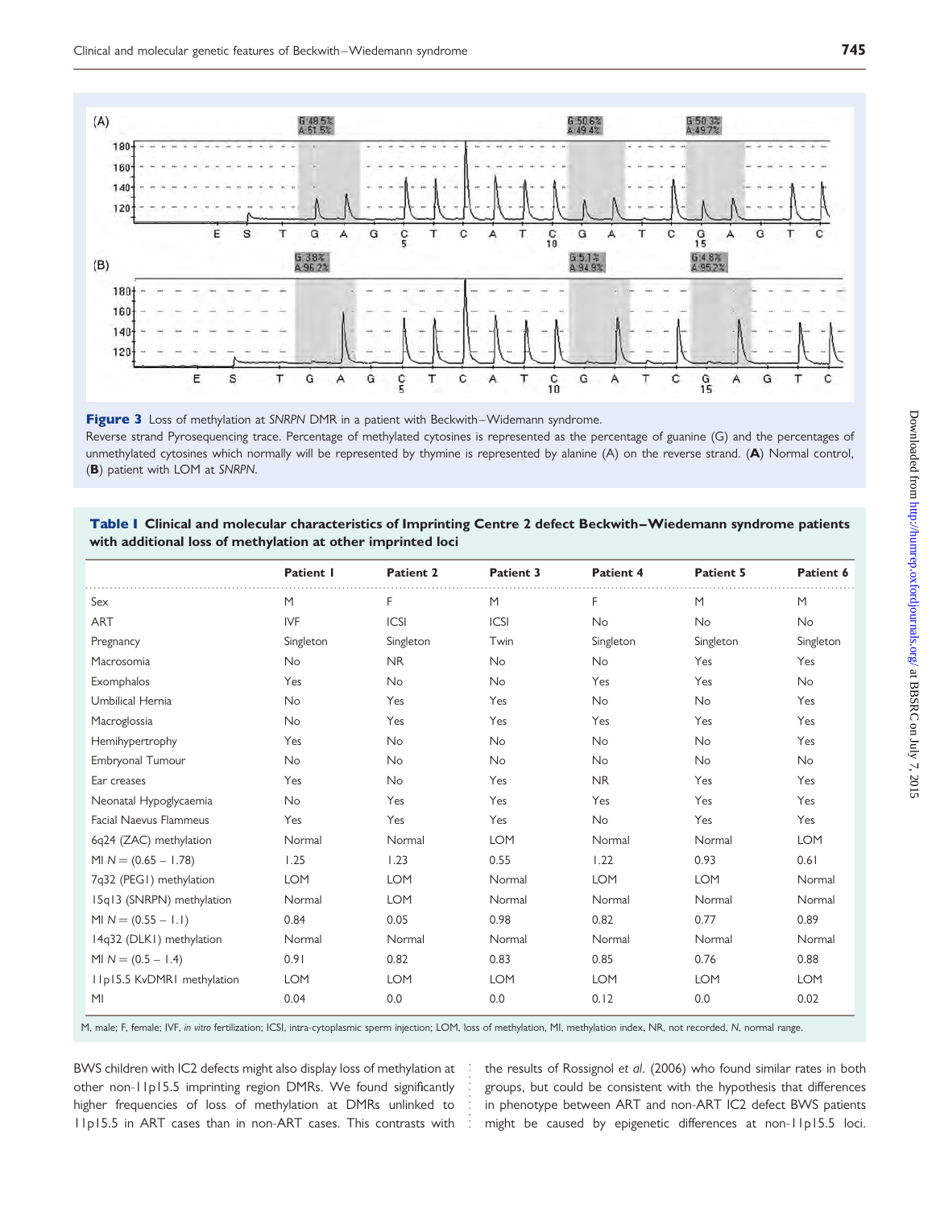Figure 3 Loss of methylation at *SNRPN* DMR in a patient with Beckwith–Widemann syndrome.
Reverse strand Pyrosequencing trace. Percentage of methylated cytosines is represented as the percentage of guanine (G) and the percentages of unmethylated cytosines which normally will be represented by thymine is represented by alanine (A) on the reverse strand. (**A**) Normal control, (**B**) patient with LOM at *SNRPN*.

**Table I Clinical and molecular characteristics of Imprinting Centre 2 defect Beckwith–Wiedemann syndrome patients with additional loss of methylation at other imprinted loci**

| | Patient 1 | Patient 2 | Patient 3 | Patient 4 | Patient 5 | Patient 6 |
|---|---|---|---|---|---|---|
| Sex | M | F | M | F | M | M |
| ART | IVF | ICSI | ICSI | No | No | No |
| Pregnancy | Singleton | Singleton | Twin | Singleton | Singleton | Singleton |
| Macrosomia | No | NR | No | No | Yes | Yes |
| Exomphalos | Yes | No | No | Yes | Yes | No |
| Umbilical Hernia | No | Yes | Yes | No | No | Yes |
| Macroglossia | No | Yes | Yes | Yes | Yes | Yes |
| Hemihypertrophy | Yes | No | No | No | No | Yes |
| Embryonal Tumour | No | No | No | No | No | No |
| Ear creases | Yes | No | Yes | NR | Yes | Yes |
| Neonatal Hypoglycaemia | No | Yes | Yes | Yes | Yes | Yes |
| Facial Naevus Flammeus | Yes | Yes | Yes | No | Yes | Yes |
| 6q24 (ZAC) methylation | Normal | Normal | LOM | Normal | Normal | LOM |
| MI $N = (0.65 - 1.78)$ | 1.25 | 1.23 | 0.55 | 1.22 | 0.93 | 0.61 |
| 7q32 (PEG1) methylation | LOM | LOM | Normal | LOM | LOM | Normal |
| 15q13 (SNRPN) methylation | Normal | LOM | Normal | Normal | Normal | Normal |
| MI $N = (0.55 - 1.1)$ | 0.84 | 0.05 | 0.98 | 0.82 | 0.77 | 0.89 |
| 14q32 (DLK1) methylation | Normal | Normal | Normal | Normal | Normal | Normal |
| MI $N = (0.5 - 1.4)$ | 0.91 | 0.82 | 0.83 | 0.85 | 0.76 | 0.88 |
| 11p15.5 KvDMR1 methylation | LOM | LOM | LOM | LOM | LOM | LOM |
| MI | 0.04 | 0.0 | 0.0 | 0.12 | 0.0 | 0.02 |

M, male; F, female; IVF, *in vitro* fertilization; ICSI, intra-cytoplasmic sperm injection; LOM, loss of methylation, MI, methylation index, NR, not recorded, *N*, normal range.

BWS children with IC2 defects might also display loss of methylation at other non-11p15.5 imprinting region DMRs. We found significantly higher frequencies of loss of methylation at DMRs unlinked to 11p15.5 in ART cases than in non-ART cases. This contrasts with the results of Rossignol *et al*. (2006) who found similar rates in both groups, but could be consistent with the hypothesis that differences in phenotype between ART and non-ART IC2 defect BWS patients might be caused by epigenetic differences at non-11p15.5 loci.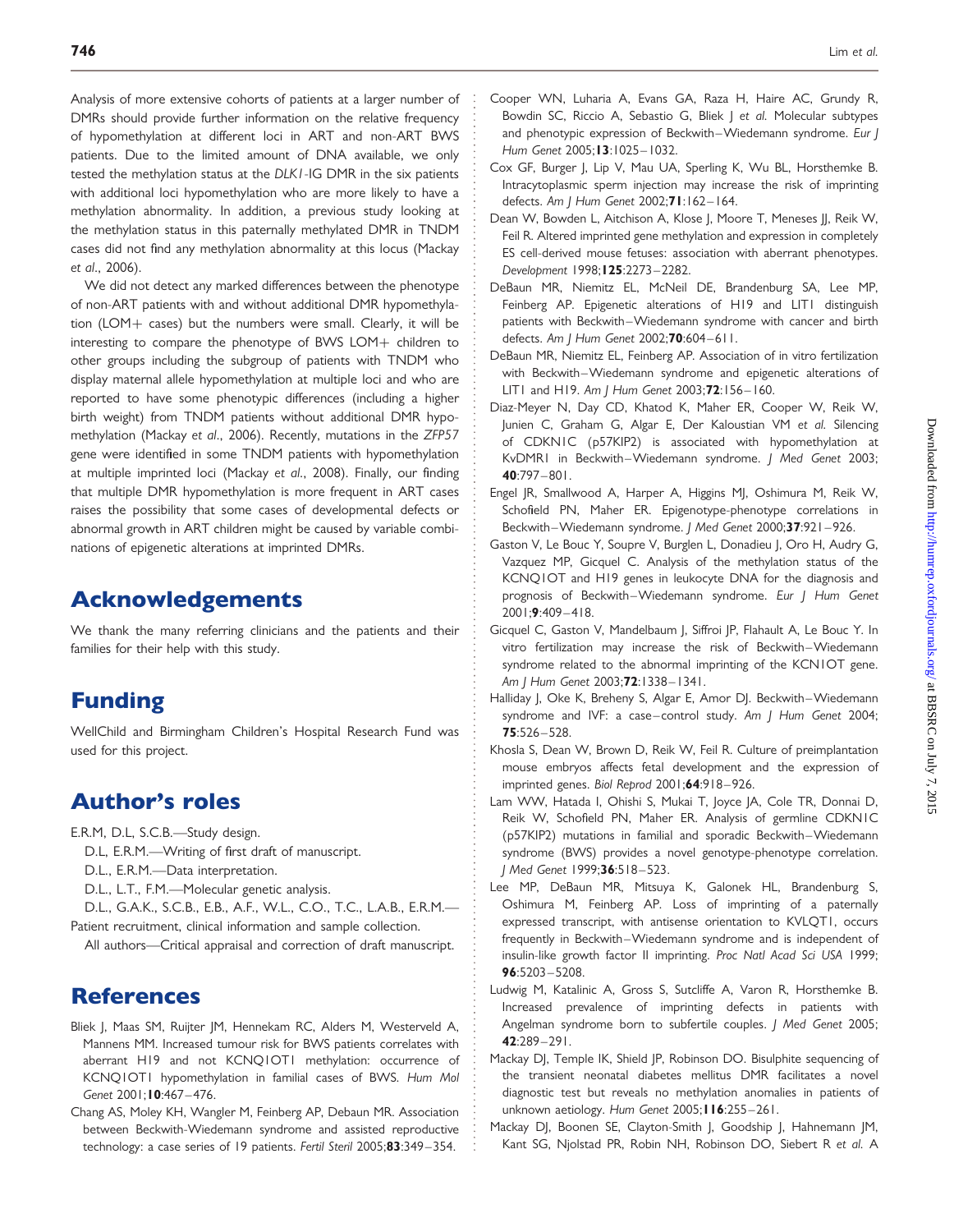Analysis of more extensive cohorts of patients at a larger number of DMRs should provide further information on the relative frequency of hypomethylation at different loci in ART and non-ART BWS patients. Due to the limited amount of DNA available, we only tested the methylation status at the *DLK1*-IG DMR in the six patients with additional loci hypomethylation who are more likely to have a methylation abnormality. In addition, a previous study looking at the methylation status in this paternally methylated DMR in TNDM cases did not find any methylation abnormality at this locus (Mackay *et al*., 2006).

We did not detect any marked differences between the phenotype of non-ART patients with and without additional DMR hypomethylation (LOM+ cases) but the numbers were small. Clearly, it will be interesting to compare the phenotype of BWS LOM+ children to other groups including the subgroup of patients with TNDM who display maternal allele hypomethylation at multiple loci and who are reported to have some phenotypic differences (including a higher birth weight) from TNDM patients without additional DMR hypomethylation (Mackay *et al*., 2006). Recently, mutations in the *ZFP57* gene were identified in some TNDM patients with hypomethylation at multiple imprinted loci (Mackay *et al*., 2008). Finally, our finding that multiple DMR hypomethylation is more frequent in ART cases raises the possibility that some cases of developmental defects or abnormal growth in ART children might be caused by variable combinations of epigenetic alterations at imprinted DMRs.

## Acknowledgements

We thank the many referring clinicians and the patients and their families for their help with this study.

## Funding

WellChild and Birmingham Children's Hospital Research Fund was used for this project.

## Author's roles

E.R.M, D.L, S.C.B.—Study design.

D.L, E.R.M.—Writing of first draft of manuscript.

D.L., E.R.M.—Data interpretation.

D.L., L.T., F.M.—Molecular genetic analysis.

D.L., G.A.K., S.C.B., E.B., A.F., W.L., C.O., T.C., L.A.B., E.R.M.—Patient recruitment, clinical information and sample collection.

All authors—Critical appraisal and correction of draft manuscript.

## References

Bliek J, Maas SM, Ruijter JM, Hennekam RC, Alders M, Westerveld A, Mannens MM. Increased tumour risk for BWS patients correlates with aberrant H19 and not KCNQ1OT1 methylation: occurrence of KCNQ1OT1 hypomethylation in familial cases of BWS. *Hum Mol Genet* 2001;**10**:467–476.

Chang AS, Moley KH, Wangler M, Feinberg AP, Debaun MR. Association between Beckwith-Wiedemann syndrome and assisted reproductive technology: a case series of 19 patients. *Fertil Steril* 2005;**83**:349–354.

Cooper WN, Luharia A, Evans GA, Raza H, Haire AC, Grundy R, Bowdin SC, Riccio A, Sebastio G, Bliek J *et al.* Molecular subtypes and phenotypic expression of Beckwith–Wiedemann syndrome. *Eur J Hum Genet* 2005;**13**:1025–1032.

Cox GF, Burger J, Lip V, Mau UA, Sperling K, Wu BL, Horsthemke B. Intracytoplasmic sperm injection may increase the risk of imprinting defects. *Am J Hum Genet* 2002;**71**:162–164.

Dean W, Bowden L, Aitchison A, Klose J, Moore T, Meneses JJ, Reik W, Feil R. Altered imprinted gene methylation and expression in completely ES cell-derived mouse fetuses: association with aberrant phenotypes. *Development* 1998;**125**:2273–2282.

DeBaun MR, Niemitz EL, McNeil DE, Brandenburg SA, Lee MP, Feinberg AP. Epigenetic alterations of H19 and LIT1 distinguish patients with Beckwith–Wiedemann syndrome with cancer and birth defects. *Am J Hum Genet* 2002;**70**:604–611.

DeBaun MR, Niemitz EL, Feinberg AP. Association of in vitro fertilization with Beckwith–Wiedemann syndrome and epigenetic alterations of LIT1 and H19. *Am J Hum Genet* 2003;**72**:156–160.

Diaz-Meyer N, Day CD, Khatod K, Maher ER, Cooper W, Reik W, Junien C, Graham G, Algar E, Der Kaloustian VM *et al.* Silencing of CDKN1C (p57KIP2) is associated with hypomethylation at KvDMR1 in Beckwith–Wiedemann syndrome. *J Med Genet* 2003; **40**:797–801.

Engel JR, Smallwood A, Harper A, Higgins MJ, Oshimura M, Reik W, Schofield PN, Maher ER. Epigenotype-phenotype correlations in Beckwith–Wiedemann syndrome. *J Med Genet* 2000;**37**:921–926.

Gaston V, Le Bouc Y, Soupre V, Burglen L, Donadieu J, Oro H, Audry G, Vazquez MP, Gicquel C. Analysis of the methylation status of the KCNQ1OT and H19 genes in leukocyte DNA for the diagnosis and prognosis of Beckwith–Wiedemann syndrome. *Eur J Hum Genet* 2001;**9**:409–418.

Gicquel C, Gaston V, Mandelbaum J, Siffroi JP, Flahault A, Le Bouc Y. In vitro fertilization may increase the risk of Beckwith–Wiedemann syndrome related to the abnormal imprinting of the KCN1OT gene. *Am J Hum Genet* 2003;**72**:1338–1341.

Halliday J, Oke K, Breheny S, Algar E, Amor DJ. Beckwith–Wiedemann syndrome and IVF: a case–control study. *Am J Hum Genet* 2004; **75**:526–528.

Khosla S, Dean W, Brown D, Reik W, Feil R. Culture of preimplantation mouse embryos affects fetal development and the expression of imprinted genes. *Biol Reprod* 2001;**64**:918–926.

Lam WW, Hatada I, Ohishi S, Mukai T, Joyce JA, Cole TR, Donnai D, Reik W, Schofield PN, Maher ER. Analysis of germline CDKN1C (p57KIP2) mutations in familial and sporadic Beckwith–Wiedemann syndrome (BWS) provides a novel genotype-phenotype correlation. *J Med Genet* 1999;**36**:518–523.

Lee MP, DeBaun MR, Mitsuya K, Galonek HL, Brandenburg S, Oshimura M, Feinberg AP. Loss of imprinting of a paternally expressed transcript, with antisense orientation to KVLQT1, occurs frequently in Beckwith–Wiedemann syndrome and is independent of insulin-like growth factor II imprinting. *Proc Natl Acad Sci USA* 1999; **96**:5203–5208.

Ludwig M, Katalinic A, Gross S, Sutcliffe A, Varon R, Horsthemke B. Increased prevalence of imprinting defects in patients with Angelman syndrome born to subfertile couples. *J Med Genet* 2005; **42**:289–291.

Mackay DJ, Temple IK, Shield JP, Robinson DO. Bisulphite sequencing of the transient neonatal diabetes mellitus DMR facilitates a novel diagnostic test but reveals no methylation anomalies in patients of unknown aetiology. *Hum Genet* 2005;**116**:255–261.

Mackay DJ, Boonen SE, Clayton-Smith J, Goodship J, Hahnemann JM, Kant SG, Njolstad PR, Robin NH, Robinson DO, Siebert R *et al.* A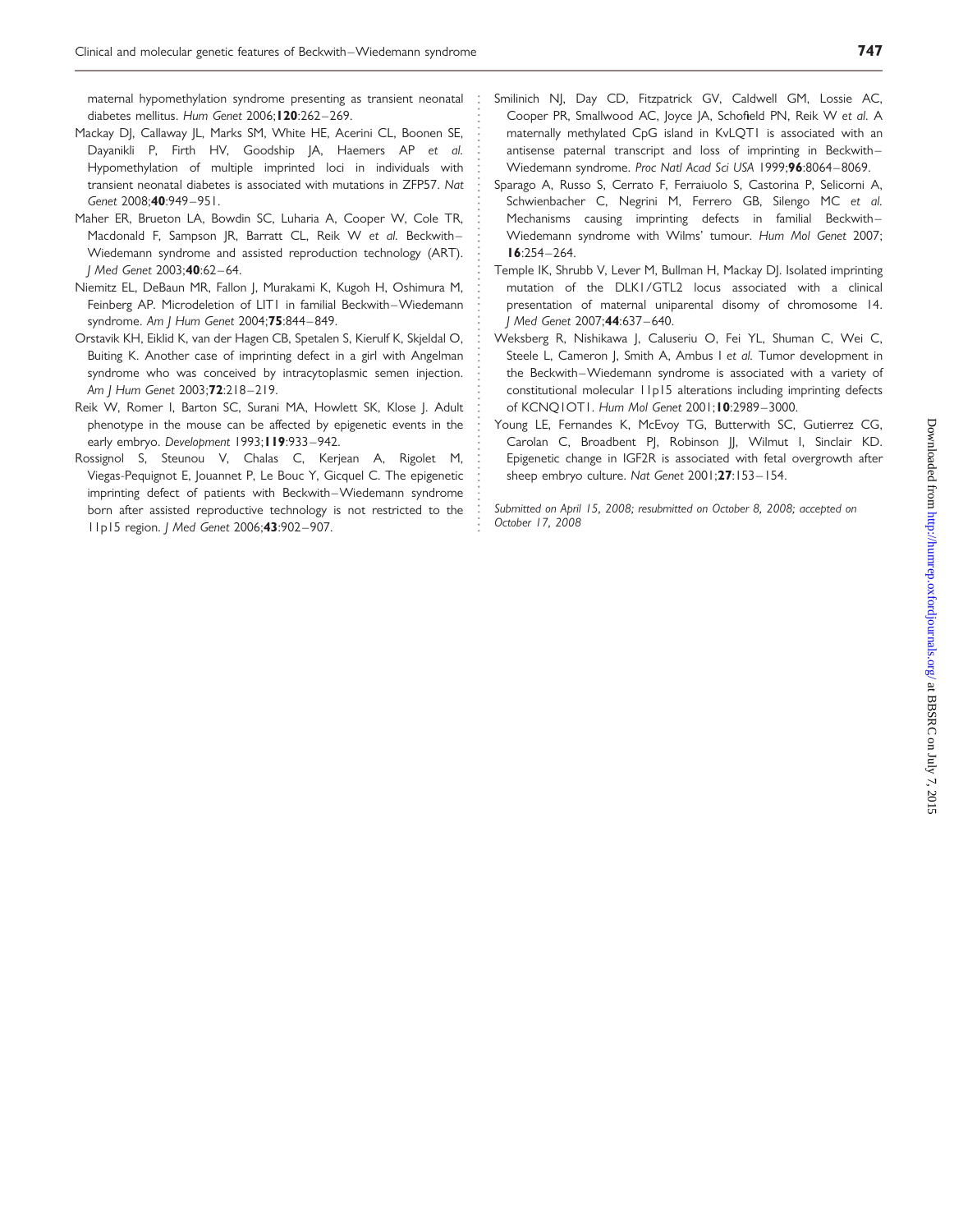maternal hypomethylation syndrome presenting as transient neonatal diabetes mellitus. *Hum Genet* 2006;**120**:262–269.

Mackay DJ, Callaway JL, Marks SM, White HE, Acerini CL, Boonen SE, Dayanikli P, Firth HV, Goodship JA, Haemers AP *et al.* Hypomethylation of multiple imprinted loci in individuals with transient neonatal diabetes is associated with mutations in ZFP57. *Nat Genet* 2008;**40**:949–951.

Maher ER, Brueton LA, Bowdin SC, Luharia A, Cooper W, Cole TR, Macdonald F, Sampson JR, Barratt CL, Reik W *et al.* Beckwith–Wiedemann syndrome and assisted reproduction technology (ART). *J Med Genet* 2003;**40**:62–64.

Niemitz EL, DeBaun MR, Fallon J, Murakami K, Kugoh H, Oshimura M, Feinberg AP. Microdeletion of LIT1 in familial Beckwith–Wiedemann syndrome. *Am J Hum Genet* 2004;**75**:844–849.

Orstavik KH, Eiklid K, van der Hagen CB, Spetalen S, Kierulf K, Skjeldal O, Buiting K. Another case of imprinting defect in a girl with Angelman syndrome who was conceived by intracytoplasmic semen injection. *Am J Hum Genet* 2003;**72**:218–219.

Reik W, Romer I, Barton SC, Surani MA, Howlett SK, Klose J. Adult phenotype in the mouse can be affected by epigenetic events in the early embryo. *Development* 1993;**119**:933–942.

Rossignol S, Steunou V, Chalas C, Kerjean A, Rigolet M, Viegas-Pequignot E, Jouannet P, Le Bouc Y, Gicquel C. The epigenetic imprinting defect of patients with Beckwith–Wiedemann syndrome born after assisted reproductive technology is not restricted to the 11p15 region. *J Med Genet* 2006;**43**:902–907.

Smilinich NJ, Day CD, Fitzpatrick GV, Caldwell GM, Lossie AC, Cooper PR, Smallwood AC, Joyce JA, Schofield PN, Reik W *et al.* A maternally methylated CpG island in KvLQT1 is associated with an antisense paternal transcript and loss of imprinting in Beckwith–Wiedemann syndrome. *Proc Natl Acad Sci USA* 1999;**96**:8064–8069.

Sparago A, Russo S, Cerrato F, Ferraiuolo S, Castorina P, Selicorni A, Schwienbacher C, Negrini M, Ferrero GB, Silengo MC *et al.* Mechanisms causing imprinting defects in familial Beckwith–Wiedemann syndrome with Wilms' tumour. *Hum Mol Genet* 2007;**16**:254–264.

Temple IK, Shrubb V, Lever M, Bullman H, Mackay DJ. Isolated imprinting mutation of the DLK1/GTL2 locus associated with a clinical presentation of maternal uniparental disomy of chromosome 14. *J Med Genet* 2007;**44**:637–640.

Weksberg R, Nishikawa J, Caluseriu O, Fei YL, Shuman C, Wei C, Steele L, Cameron J, Smith A, Ambus I *et al.* Tumor development in the Beckwith–Wiedemann syndrome is associated with a variety of constitutional molecular 11p15 alterations including imprinting defects of KCNQ1OT1. *Hum Mol Genet* 2001;**10**:2989–3000.

Young LE, Fernandes K, McEvoy TG, Butterwith SC, Gutierrez CG, Carolan C, Broadbent PJ, Robinson JJ, Wilmut I, Sinclair KD. Epigenetic change in IGF2R is associated with fetal overgrowth after sheep embryo culture. *Nat Genet* 2001;**27**:153–154.

*Submitted on April 15, 2008; resubmitted on October 8, 2008; accepted on October 17, 2008*